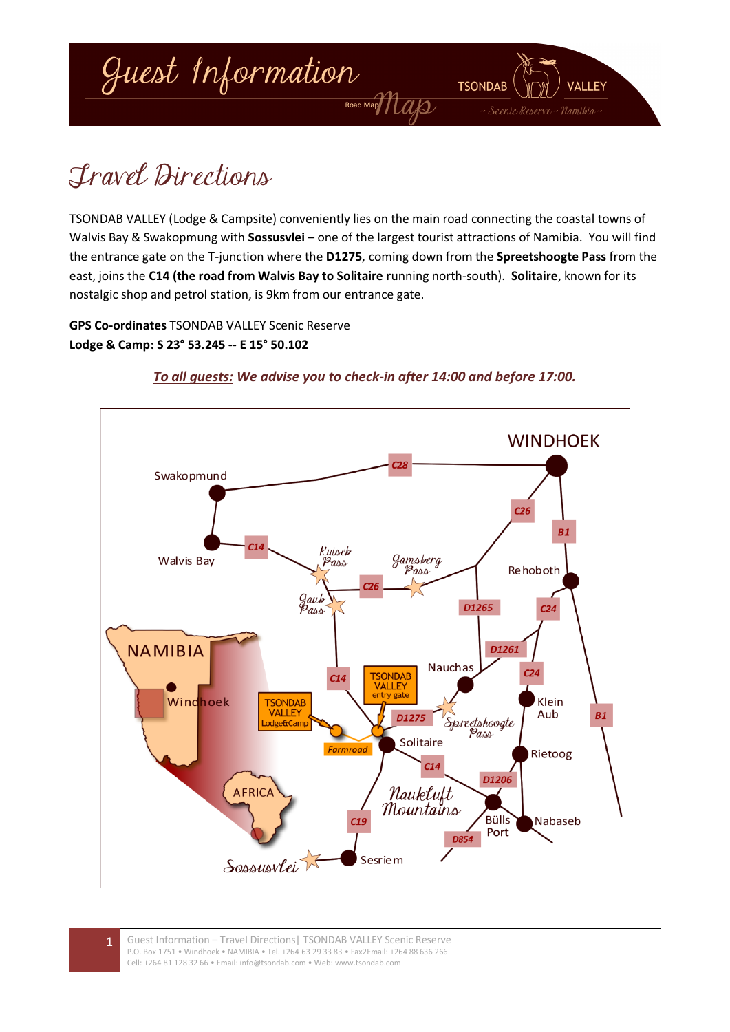# Guest Information

Road Map

# Travel Directions

TSONDAB VALLEY (Lodge & Campsite) conveniently lies on the main road connecting the coastal towns of Walvis Bay & Swakopmung with **Sossusvlei** – one of the largest tourist attractions of Namibia. You will find the entrance gate on the T-junction where the **D1275**, coming down from the **Spreetshoogte Pass** from the east, joins the **C14 (the road from Walvis Bay to Solitaire** running north-south). **Solitaire**, known for its nostalgic shop and petrol station, is 9km from our entrance gate.

**GPS Co-ordinates** TSONDAB VALLEY Scenic Reserve
**Lodge & Camp: S 23° 53.245 -- E 15° 50.102**

***To all guests:* *We advise you to check-in after 14:00 and before 17:00.***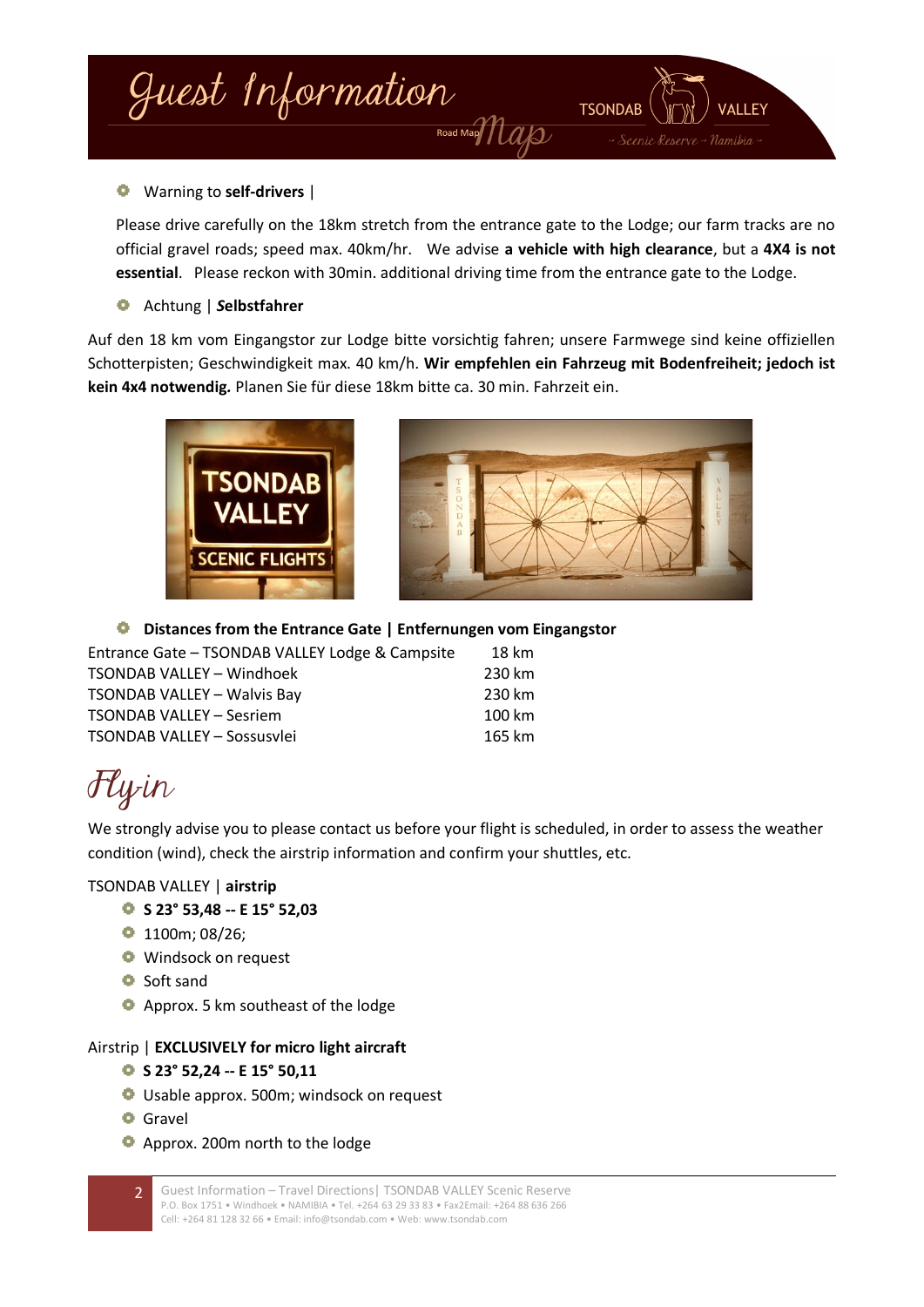# Guest Information

Road Map

- Warning to **self-drivers** |

Please drive carefully on the 18km stretch from the entrance gate to the Lodge; our farm tracks are no official gravel roads; speed max. 40km/hr. We advise **a vehicle with high clearance**, but a **4X4 is not essential**. Please reckon with 30min. additional driving time from the entrance gate to the Lodge.

- Achtung | ***Selbstfahrer***

Auf den 18 km vom Eingangstor zur Lodge bitte vorsichtig fahren; unsere Farmwege sind keine offiziellen Schotterpisten; Geschwindigkeit max. 40 km/h. **Wir empfehlen ein Fahrzeug mit Bodenfreiheit; jedoch ist kein 4x4 notwendig.** Planen Sie für diese 18km bitte ca. 30 min. Fahrzeit ein.

- **Distances from the Entrance Gate | Entfernungen vom Eingangstor**

| | |
|---|---|
| Entrance Gate – TSONDAB VALLEY Lodge & Campsite | 18 km |
| TSONDAB VALLEY – Windhoek | 230 km |
| TSONDAB VALLEY – Walvis Bay | 230 km |
| TSONDAB VALLEY – Sesriem | 100 km |
| TSONDAB VALLEY – Sossusvlei | 165 km |

## Fly-in

We strongly advise you to please contact us before your flight is scheduled, in order to assess the weather condition (wind), check the airstrip information and confirm your shuttles, etc.

TSONDAB VALLEY | **airstrip**

- **S 23° 53,48 -- E 15° 52,03**
- 1100m; 08/26;
- Windsock on request
- Soft sand
- Approx. 5 km southeast of the lodge

Airstrip | **EXCLUSIVELY for micro light aircraft**

- **S 23° 52,24 -- E 15° 50,11**
- Usable approx. 500m; windsock on request
- Gravel
- Approx. 200m north to the lodge